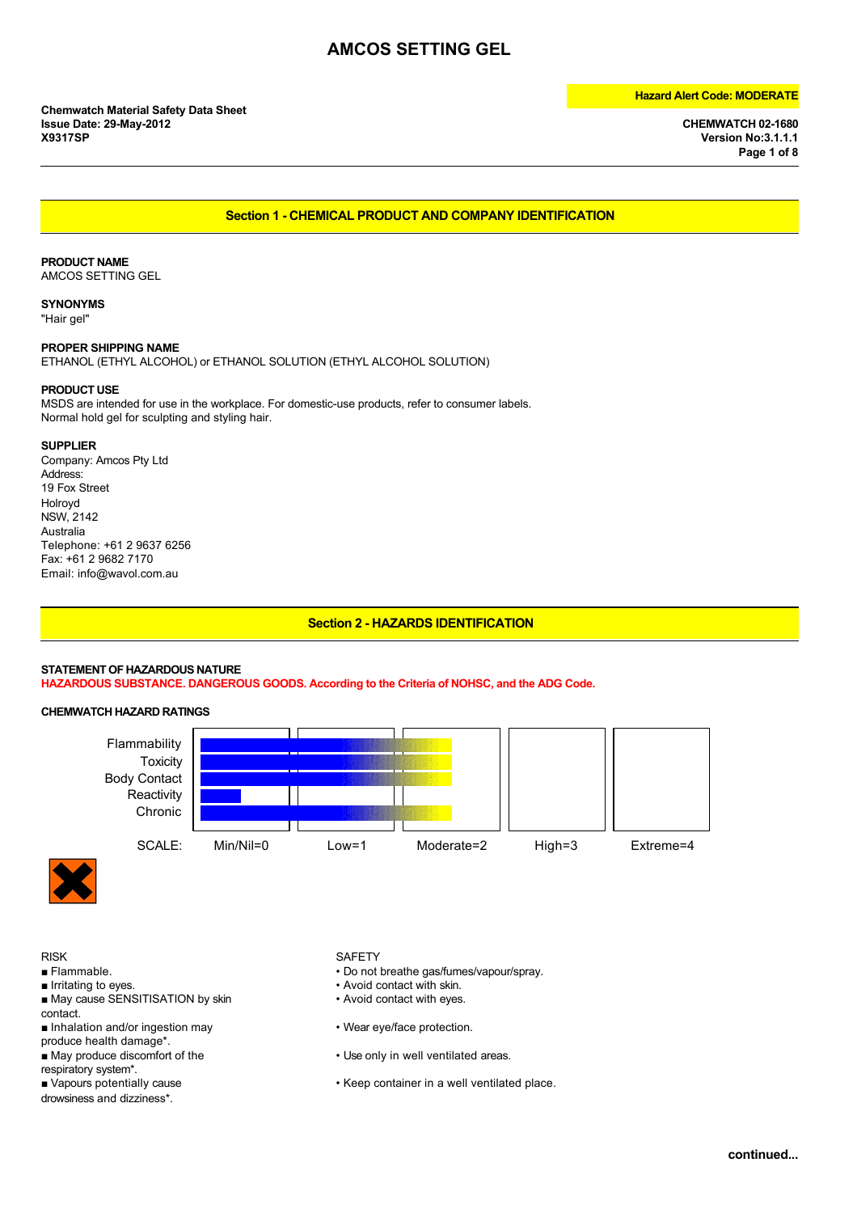# AMCOS SETTING GEL

**Chemwatch Material Safety Data Sheet**
**Issue Date: 29-May-2012**
**X9317SP**

**Hazard Alert Code: MODERATE**

**CHEMWATCH 02-1680**
**Version No:3.1.1.1**

## Section 1 - CHEMICAL PRODUCT AND COMPANY IDENTIFICATION

**PRODUCT NAME**
AMCOS SETTING GEL

**SYNONYMS**
"Hair gel"

**PROPER SHIPPING NAME**
ETHANOL (ETHYL ALCOHOL) or ETHANOL SOLUTION (ETHYL ALCOHOL SOLUTION)

**PRODUCT USE**
MSDS are intended for use in the workplace. For domestic-use products, refer to consumer labels.
Normal hold gel for sculpting and styling hair.

**SUPPLIER**
Company: Amcos Pty Ltd
Address:
19 Fox Street
Holroyd
NSW, 2142
Australia
Telephone: +61 2 9637 6256
Fax: +61 2 9682 7170
Email: info@wavol.com.au

## Section 2 - HAZARDS IDENTIFICATION

**STATEMENT OF HAZARDOUS NATURE**
**HAZARDOUS SUBSTANCE. DANGEROUS GOODS. According to the Criteria of NOHSC, and the ADG Code.**

**CHEMWATCH HAZARD RATINGS**

| | Rating |
|---|---|
| Flammability | 2 |
| Toxicity | 2 |
| Body Contact | 2 |
| Reactivity | 0 |
| Chronic | 2 |

SCALE: Min/Nil=0, Low=1, Moderate=2, High=3, Extreme=4

| RISK | SAFETY |
|---|---|
| ■ Flammable. | • Do not breathe gas/fumes/vapour/spray. |
| ■ Irritating to eyes. | • Avoid contact with skin. |
| ■ May cause SENSITISATION by skin contact. | • Avoid contact with eyes. |
| ■ Inhalation and/or ingestion may produce health damage*. | • Wear eye/face protection. |
| ■ May produce discomfort of the respiratory system*. | • Use only in well ventilated areas. |
| ■ Vapours potentially cause drowsiness and dizziness*. | • Keep container in a well ventilated place. |

continued...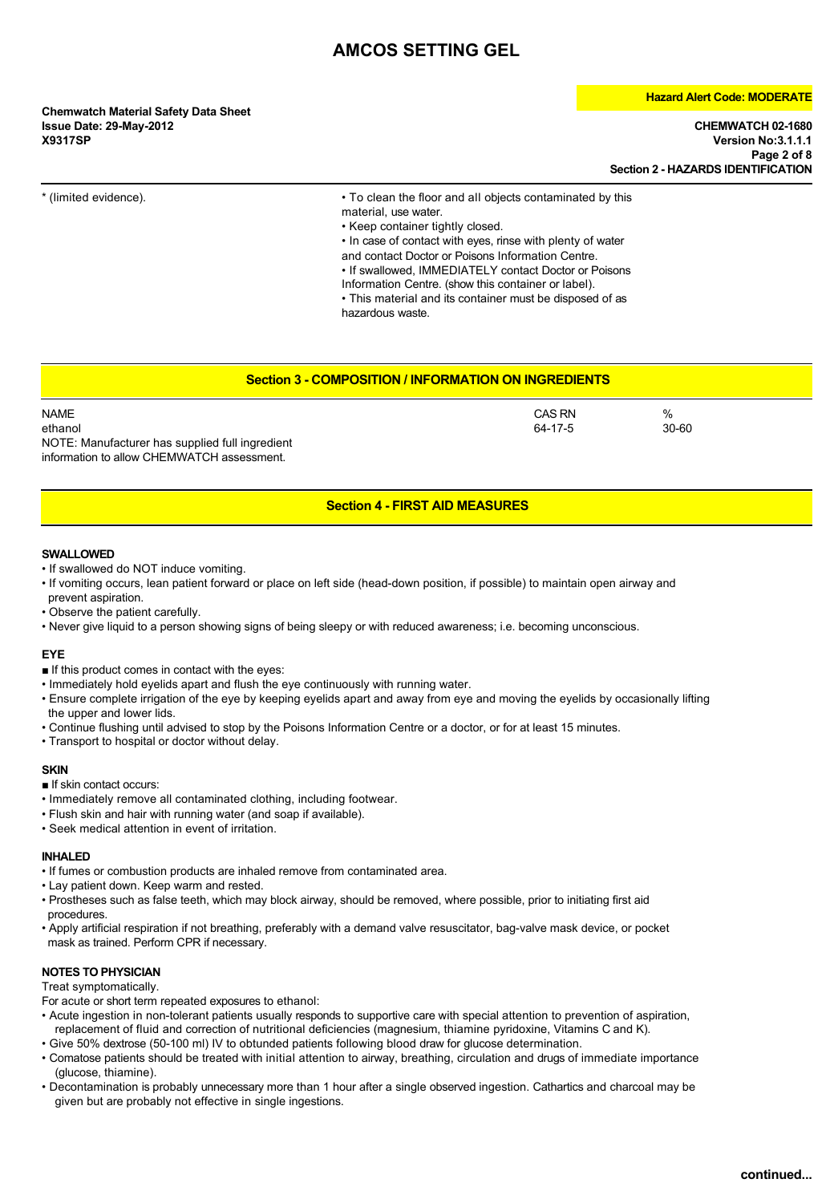\* (limited evidence).

- To clean the floor and all objects contaminated by this material, use water.
- Keep container tightly closed.
- In case of contact with eyes, rinse with plenty of water and contact Doctor or Poisons Information Centre.
- If swallowed, IMMEDIATELY contact Doctor or Poisons Information Centre. (show this container or label).
- This material and its container must be disposed of as hazardous waste.

## Section 3 - COMPOSITION / INFORMATION ON INGREDIENTS

| NAME | CAS RN | % |
|---|---|---|
| ethanol | 64-17-5 | 30-60 |

NOTE: Manufacturer has supplied full ingredient information to allow CHEMWATCH assessment.

## Section 4 - FIRST AID MEASURES

### SWALLOWED

- If swallowed do NOT induce vomiting.
- If vomiting occurs, lean patient forward or place on left side (head-down position, if possible) to maintain open airway and prevent aspiration.
- Observe the patient carefully.
- Never give liquid to a person showing signs of being sleepy or with reduced awareness; i.e. becoming unconscious.

### EYE

■ If this product comes in contact with the eyes:

- Immediately hold eyelids apart and flush the eye continuously with running water.
- Ensure complete irrigation of the eye by keeping eyelids apart and away from eye and moving the eyelids by occasionally lifting the upper and lower lids.
- Continue flushing until advised to stop by the Poisons Information Centre or a doctor, or for at least 15 minutes.
- Transport to hospital or doctor without delay.

### SKIN

■ If skin contact occurs:

- Immediately remove all contaminated clothing, including footwear.
- Flush skin and hair with running water (and soap if available).
- Seek medical attention in event of irritation.

### INHALED

- If fumes or combustion products are inhaled remove from contaminated area.
- Lay patient down. Keep warm and rested.
- Prostheses such as false teeth, which may block airway, should be removed, where possible, prior to initiating first aid procedures.
- Apply artificial respiration if not breathing, preferably with a demand valve resuscitator, bag-valve mask device, or pocket mask as trained. Perform CPR if necessary.

### NOTES TO PHYSICIAN

Treat symptomatically.

For acute or short term repeated exposures to ethanol:

- Acute ingestion in non-tolerant patients usually responds to supportive care with special attention to prevention of aspiration, replacement of fluid and correction of nutritional deficiencies (magnesium, thiamine pyridoxine, Vitamins C and K).
- Give 50% dextrose (50-100 ml) IV to obtunded patients following blood draw for glucose determination.
- Comatose patients should be treated with initial attention to airway, breathing, circulation and drugs of immediate importance (glucose, thiamine).
- Decontamination is probably unnecessary more than 1 hour after a single observed ingestion. Cathartics and charcoal may be given but are probably not effective in single ingestions.

continued...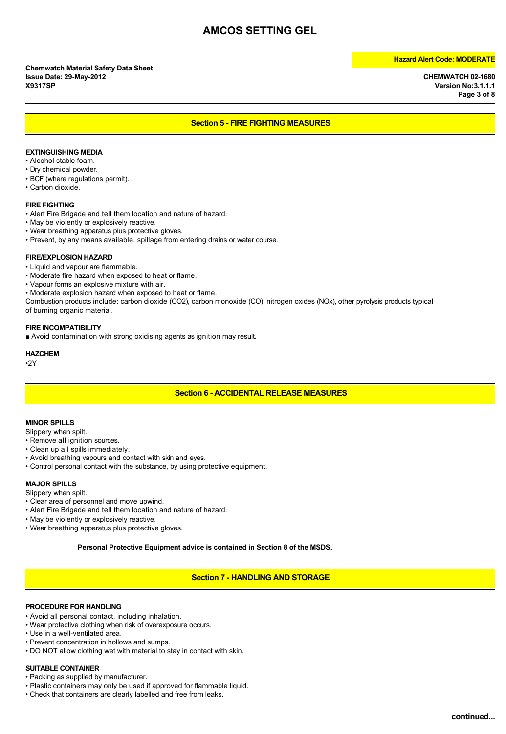## Section 5 - FIRE FIGHTING MEASURES

### EXTINGUISHING MEDIA

- Alcohol stable foam.
- Dry chemical powder.
- BCF (where regulations permit).
- Carbon dioxide.

### FIRE FIGHTING

- Alert Fire Brigade and tell them location and nature of hazard.
- May be violently or explosively reactive.
- Wear breathing apparatus plus protective gloves.
- Prevent, by any means available, spillage from entering drains or water course.

### FIRE/EXPLOSION HAZARD

- Liquid and vapour are flammable.
- Moderate fire hazard when exposed to heat or flame.
- Vapour forms an explosive mixture with air.
- Moderate explosion hazard when exposed to heat or flame.

Combustion products include: carbon dioxide ($CO_2$), carbon monoxide (CO), nitrogen oxides ($NO_x$), other pyrolysis products typical of burning organic material.

### FIRE INCOMPATIBILITY

■ Avoid contamination with strong oxidising agents as ignition may result.

### HAZCHEM

•2Y

## Section 6 - ACCIDENTAL RELEASE MEASURES

### MINOR SPILLS

Slippery when spilt.

- Remove all ignition sources.
- Clean up all spills immediately.
- Avoid breathing vapours and contact with skin and eyes.
- Control personal contact with the substance, by using protective equipment.

### MAJOR SPILLS

Slippery when spilt.

- Clear area of personnel and move upwind.
- Alert Fire Brigade and tell them location and nature of hazard.
- May be violently or explosively reactive.
- Wear breathing apparatus plus protective gloves.

**Personal Protective Equipment advice is contained in Section 8 of the MSDS.**

## Section 7 - HANDLING AND STORAGE

### PROCEDURE FOR HANDLING

- Avoid all personal contact, including inhalation.
- Wear protective clothing when risk of overexposure occurs.
- Use in a well-ventilated area.
- Prevent concentration in hollows and sumps.
- DO NOT allow clothing wet with material to stay in contact with skin.

### SUITABLE CONTAINER

- Packing as supplied by manufacturer.
- Plastic containers may only be used if approved for flammable liquid.
- Check that containers are clearly labelled and free from leaks.

**continued...**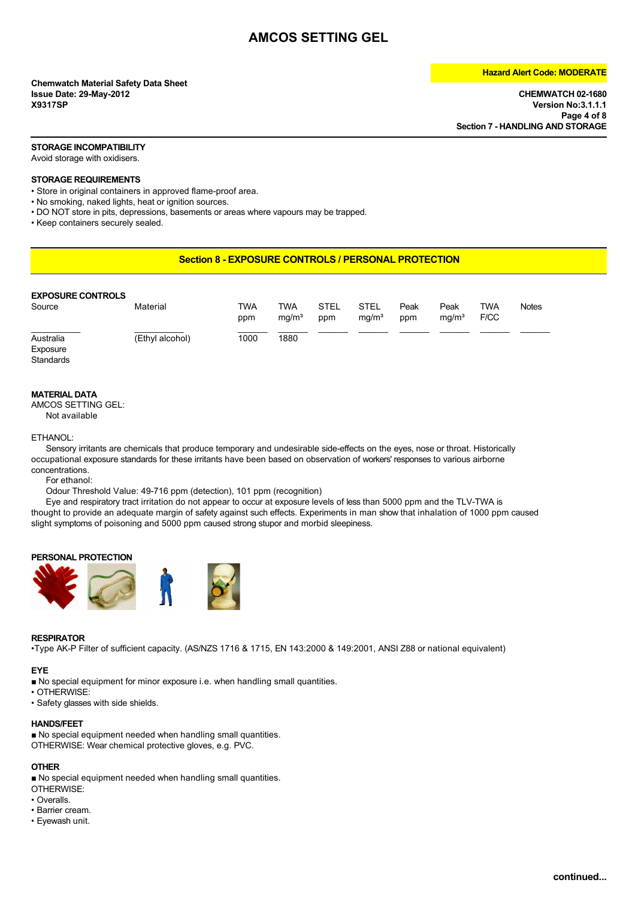## STORAGE INCOMPATIBILITY

Avoid storage with oxidisers.

## STORAGE REQUIREMENTS

- Store in original containers in approved flame-proof area.
- No smoking, naked lights, heat or ignition sources.
- DO NOT store in pits, depressions, basements or areas where vapours may be trapped.
- Keep containers securely sealed.

# Section 8 - EXPOSURE CONTROLS / PERSONAL PROTECTION

## EXPOSURE CONTROLS

| Source | Material | TWA ppm | TWA mg/m³ | STEL ppm | STEL mg/m³ | Peak ppm | Peak mg/m³ | TWA F/CC | Notes |
|---|---|---|---|---|---|---|---|---|---|
| Australia Exposure Standards | (Ethyl alcohol) | 1000 | 1880 | | | | | | |

## MATERIAL DATA

AMCOS SETTING GEL:

Not available

ETHANOL:

Sensory irritants are chemicals that produce temporary and undesirable side-effects on the eyes, nose or throat. Historically occupational exposure standards for these irritants have been based on observation of workers' responses to various airborne concentrations.

For ethanol:

Odour Threshold Value: 49-716 ppm (detection), 101 ppm (recognition)

Eye and respiratory tract irritation do not appear to occur at exposure levels of less than 5000 ppm and the TLV-TWA is thought to provide an adequate margin of safety against such effects. Experiments in man show that inhalation of 1000 ppm caused slight symptoms of poisoning and 5000 ppm caused strong stupor and morbid sleepiness.

## PERSONAL PROTECTION

## RESPIRATOR

- Type AK-P Filter of sufficient capacity. (AS/NZS 1716 & 1715, EN 143:2000 & 149:2001, ANSI Z88 or national equivalent)

## EYE

- ■ No special equipment for minor exposure i.e. when handling small quantities.
- OTHERWISE:
- Safety glasses with side shields.

## HANDS/FEET

■ No special equipment needed when handling small quantities.

OTHERWISE: Wear chemical protective gloves, e.g. PVC.

## OTHER

■ No special equipment needed when handling small quantities.

OTHERWISE:

- Overalls.
- Barrier cream.
- Eyewash unit.

continued...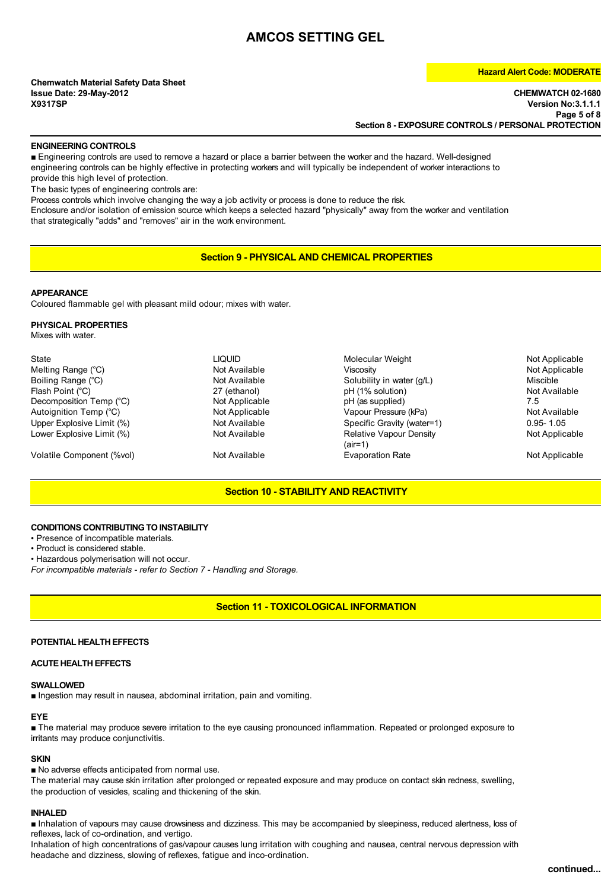# AMCOS SETTING GEL

**Hazard Alert Code: MODERATE**

**Chemwatch Material Safety Data Sheet**
**Issue Date: 29-May-2012**
**X9317SP**

**CHEMWATCH 02-1680**
**Version No:3.1.1.1**

**Section 8 - EXPOSURE CONTROLS / PERSONAL PROTECTION**

### ENGINEERING CONTROLS

■ Engineering controls are used to remove a hazard or place a barrier between the worker and the hazard. Well-designed engineering controls can be highly effective in protecting workers and will typically be independent of worker interactions to provide this high level of protection.
The basic types of engineering controls are:
Process controls which involve changing the way a job activity or process is done to reduce the risk.
Enclosure and/or isolation of emission source which keeps a selected hazard "physically" away from the worker and ventilation that strategically "adds" and "removes" air in the work environment.

## Section 9 - PHYSICAL AND CHEMICAL PROPERTIES

### APPEARANCE

Coloured flammable gel with pleasant mild odour; mixes with water.

### PHYSICAL PROPERTIES

Mixes with water.

| | | | |
|---|---|---|---|
| State | LIQUID | Molecular Weight | Not Applicable |
| Melting Range (°C) | Not Available | Viscosity | Not Applicable |
| Boiling Range (°C) | Not Available | Solubility in water (g/L) | Miscible |
| Flash Point (°C) | 27 (ethanol) | pH (1% solution) | Not Available |
| Decomposition Temp (°C) | Not Applicable | pH (as supplied) | 7.5 |
| Autoignition Temp (°C) | Not Applicable | Vapour Pressure (kPa) | Not Available |
| Upper Explosive Limit (%) | Not Available | Specific Gravity (water=1) | 0.95- 1.05 |
| Lower Explosive Limit (%) | Not Available | Relative Vapour Density (air=1) | Not Applicable |
| Volatile Component (%vol) | Not Available | Evaporation Rate | Not Applicable |

## Section 10 - STABILITY AND REACTIVITY

### CONDITIONS CONTRIBUTING TO INSTABILITY

- Presence of incompatible materials.
- Product is considered stable.
- Hazardous polymerisation will not occur.

*For incompatible materials - refer to Section 7 - Handling and Storage.*

## Section 11 - TOXICOLOGICAL INFORMATION

### POTENTIAL HEALTH EFFECTS

### ACUTE HEALTH EFFECTS

#### SWALLOWED

■ Ingestion may result in nausea, abdominal irritation, pain and vomiting.

#### EYE

■ The material may produce severe irritation to the eye causing pronounced inflammation. Repeated or prolonged exposure to irritants may produce conjunctivitis.

#### SKIN

■ No adverse effects anticipated from normal use.
The material may cause skin irritation after prolonged or repeated exposure and may produce on contact skin redness, swelling, the production of vesicles, scaling and thickening of the skin.

#### INHALED

■ Inhalation of vapours may cause drowsiness and dizziness. This may be accompanied by sleepiness, reduced alertness, loss of reflexes, lack of co-ordination, and vertigo.
Inhalation of high concentrations of gas/vapour causes lung irritation with coughing and nausea, central nervous depression with headache and dizziness, slowing of reflexes, fatigue and inco-ordination.

**continued...**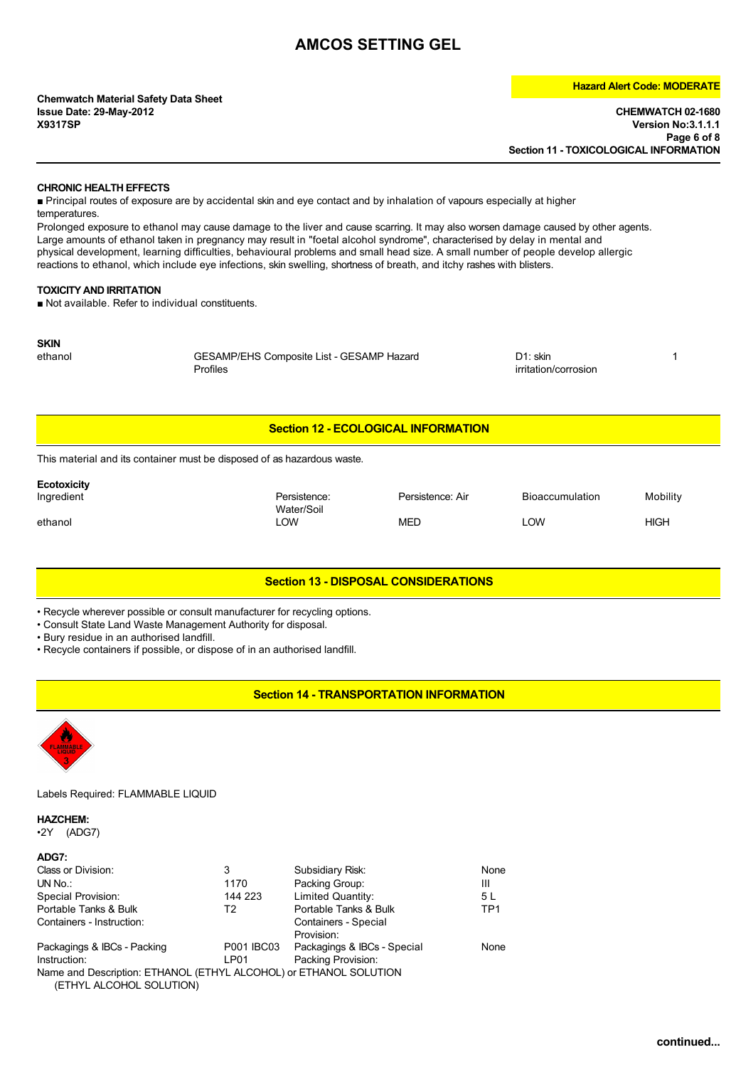## CHRONIC HEALTH EFFECTS

■ Principal routes of exposure are by accidental skin and eye contact and by inhalation of vapours especially at higher temperatures.

Prolonged exposure to ethanol may cause damage to the liver and cause scarring. It may also worsen damage caused by other agents. Large amounts of ethanol taken in pregnancy may result in "foetal alcohol syndrome", characterised by delay in mental and physical development, learning difficulties, behavioural problems and small head size. A small number of people develop allergic reactions to ethanol, which include eye infections, skin swelling, shortness of breath, and itchy rashes with blisters.

## TOXICITY AND IRRITATION

■ Not available. Refer to individual constituents.

## SKIN

| | | | |
|---|---|---|---|
| ethanol | GESAMP/EHS Composite List - GESAMP Hazard Profiles | D1: skin irritation/corrosion | 1 |

## Section 12 - ECOLOGICAL INFORMATION

This material and its container must be disposed of as hazardous waste.

**Ecotoxicity**

| Ingredient | Persistence: Water/Soil | Persistence: Air | Bioaccumulation | Mobility |
|---|---|---|---|---|
| ethanol | LOW | MED | LOW | HIGH |

## Section 13 - DISPOSAL CONSIDERATIONS

- Recycle wherever possible or consult manufacturer for recycling options.
- Consult State Land Waste Management Authority for disposal.
- Bury residue in an authorised landfill.
- Recycle containers if possible, or dispose of in an authorised landfill.

## Section 14 - TRANSPORTATION INFORMATION

Labels Required: FLAMMABLE LIQUID

**HAZCHEM:**

•2Y (ADG7)

**ADG7:**

| | | | |
|---|---|---|---|
| Class or Division: | 3 | Subsidiary Risk: | None |
| UN No.: | 1170 | Packing Group: | III |
| Special Provision: | 144 223 | Limited Quantity: | 5 L |
| Portable Tanks & Bulk Containers - Instruction: | T2 | Portable Tanks & Bulk Containers - Special Provision: | TP1 |
| Packagings & IBCs - Packing Instruction: | P001 IBC03 LP01 | Packagings & IBCs - Special Packing Provision: | None |

Name and Description: ETHANOL (ETHYL ALCOHOL) or ETHANOL SOLUTION (ETHYL ALCOHOL SOLUTION)

continued...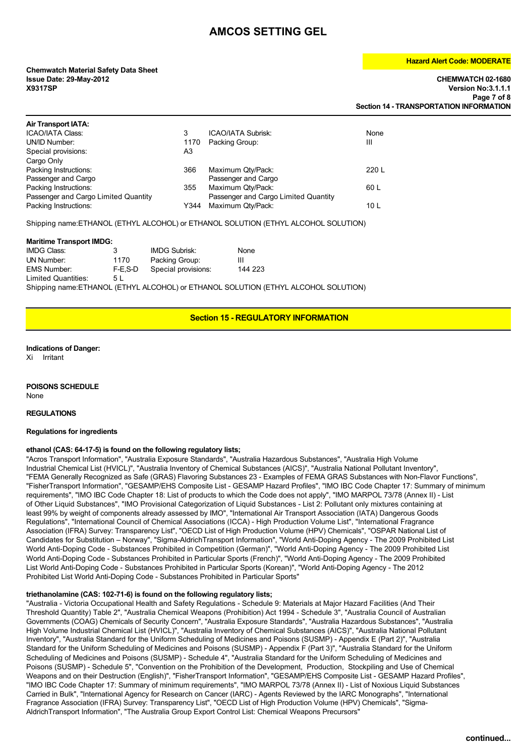**Air Transport IATA:**

| | | | |
|---|---|---|---|
| ICAO/IATA Class: | 3 | ICAO/IATA Subrisk: | None |
| UN/ID Number: | 1170 | Packing Group: | III |
| Special provisions: | A3 | | |
| Cargo Only | | | |
| Packing Instructions: | 366 | Maximum Qty/Pack: | 220 L |
| Passenger and Cargo | | Passenger and Cargo | |
| Packing Instructions: | 355 | Maximum Qty/Pack: | 60 L |
| Passenger and Cargo Limited Quantity | | Passenger and Cargo Limited Quantity | |
| Packing Instructions: | Y344 | Maximum Qty/Pack: | 10 L |

Shipping name:ETHANOL (ETHYL ALCOHOL) or ETHANOL SOLUTION (ETHYL ALCOHOL SOLUTION)

**Maritime Transport IMDG:**

| | | | |
|---|---|---|---|
| IMDG Class: | 3 | IMDG Subrisk: | None |
| UN Number: | 1170 | Packing Group: | III |
| EMS Number: | F-E,S-D | Special provisions: | 144 223 |
| Limited Quantities: | 5 L | | |

Shipping name:ETHANOL (ETHYL ALCOHOL) or ETHANOL SOLUTION (ETHYL ALCOHOL SOLUTION)

## Section 15 - REGULATORY INFORMATION

**Indications of Danger:**

Xi Irritant

**POISONS SCHEDULE**

None

**REGULATIONS**

**Regulations for ingredients**

**ethanol (CAS: 64-17-5) is found on the following regulatory lists;**

"Acros Transport Information", "Australia Exposure Standards", "Australia Hazardous Substances", "Australia High Volume Industrial Chemical List (HVICL)", "Australia Inventory of Chemical Substances (AICS)", "Australia National Pollutant Inventory", "FEMA Generally Recognized as Safe (GRAS) Flavoring Substances 23 - Examples of FEMA GRAS Substances with Non-Flavor Functions", "FisherTransport Information", "GESAMP/EHS Composite List - GESAMP Hazard Profiles", "IMO IBC Code Chapter 17: Summary of minimum requirements", "IMO IBC Code Chapter 18: List of products to which the Code does not apply", "IMO MARPOL 73/78 (Annex II) - List of Other Liquid Substances", "IMO Provisional Categorization of Liquid Substances - List 2: Pollutant only mixtures containing at least 99% by weight of components already assessed by IMO", "International Air Transport Association (IATA) Dangerous Goods Regulations", "International Council of Chemical Associations (ICCA) - High Production Volume List", "International Fragrance Association (IFRA) Survey: Transparency List", "OECD List of High Production Volume (HPV) Chemicals", "OSPAR National List of Candidates for Substitution – Norway", "Sigma-AldrichTransport Information", "World Anti-Doping Agency - The 2009 Prohibited List World Anti-Doping Code - Substances Prohibited in Competition (German)", "World Anti-Doping Agency - The 2009 Prohibited List World Anti-Doping Code - Substances Prohibited in Particular Sports (French)", "World Anti-Doping Agency - The 2009 Prohibited List World Anti-Doping Code - Substances Prohibited in Particular Sports (Korean)", "World Anti-Doping Agency - The 2012 Prohibited List World Anti-Doping Code - Substances Prohibited in Particular Sports"

**triethanolamine (CAS: 102-71-6) is found on the following regulatory lists;**

"Australia - Victoria Occupational Health and Safety Regulations - Schedule 9: Materials at Major Hazard Facilities (And Their Threshold Quantity) Table 2", "Australia Chemical Weapons (Prohibition) Act 1994 - Schedule 3", "Australia Council of Australian Governments (COAG) Chemicals of Security Concern", "Australia Exposure Standards", "Australia Hazardous Substances", "Australia High Volume Industrial Chemical List (HVICL)", "Australia Inventory of Chemical Substances (AICS)", "Australia National Pollutant Inventory", "Australia Standard for the Uniform Scheduling of Medicines and Poisons (SUSMP) - Appendix E (Part 2)", "Australia Standard for the Uniform Scheduling of Medicines and Poisons (SUSMP) - Appendix F (Part 3)", "Australia Standard for the Uniform Scheduling of Medicines and Poisons (SUSMP) - Schedule 4", "Australia Standard for the Uniform Scheduling of Medicines and Poisons (SUSMP) - Schedule 5", "Convention on the Prohibition of the Development, Production, Stockpiling and Use of Chemical Weapons and on their Destruction (English)", "FisherTransport Information", "GESAMP/EHS Composite List - GESAMP Hazard Profiles", "IMO IBC Code Chapter 17: Summary of minimum requirements", "IMO MARPOL 73/78 (Annex II) - List of Noxious Liquid Substances Carried in Bulk", "International Agency for Research on Cancer (IARC) - Agents Reviewed by the IARC Monographs", "International Fragrance Association (IFRA) Survey: Transparency List", "OECD List of High Production Volume (HPV) Chemicals", "Sigma-AldrichTransport Information", "The Australia Group Export Control List: Chemical Weapons Precursors"

continued...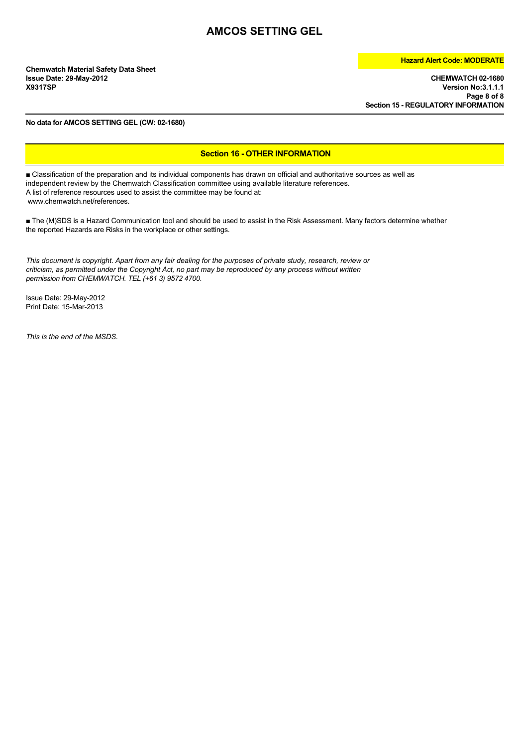No data for AMCOS SETTING GEL (CW: 02-1680)

## Section 16 - OTHER INFORMATION

■ Classification of the preparation and its individual components has drawn on official and authoritative sources as well as independent review by the Chemwatch Classification committee using available literature references.
A list of reference resources used to assist the committee may be found at:
www.chemwatch.net/references.

■ The (M)SDS is a Hazard Communication tool and should be used to assist in the Risk Assessment. Many factors determine whether the reported Hazards are Risks in the workplace or other settings.

*This document is copyright. Apart from any fair dealing for the purposes of private study, research, review or criticism, as permitted under the Copyright Act, no part may be reproduced by any process without written permission from CHEMWATCH. TEL (+61 3) 9572 4700.*

Issue Date: 29-May-2012
Print Date: 15-Mar-2013

*This is the end of the MSDS.*